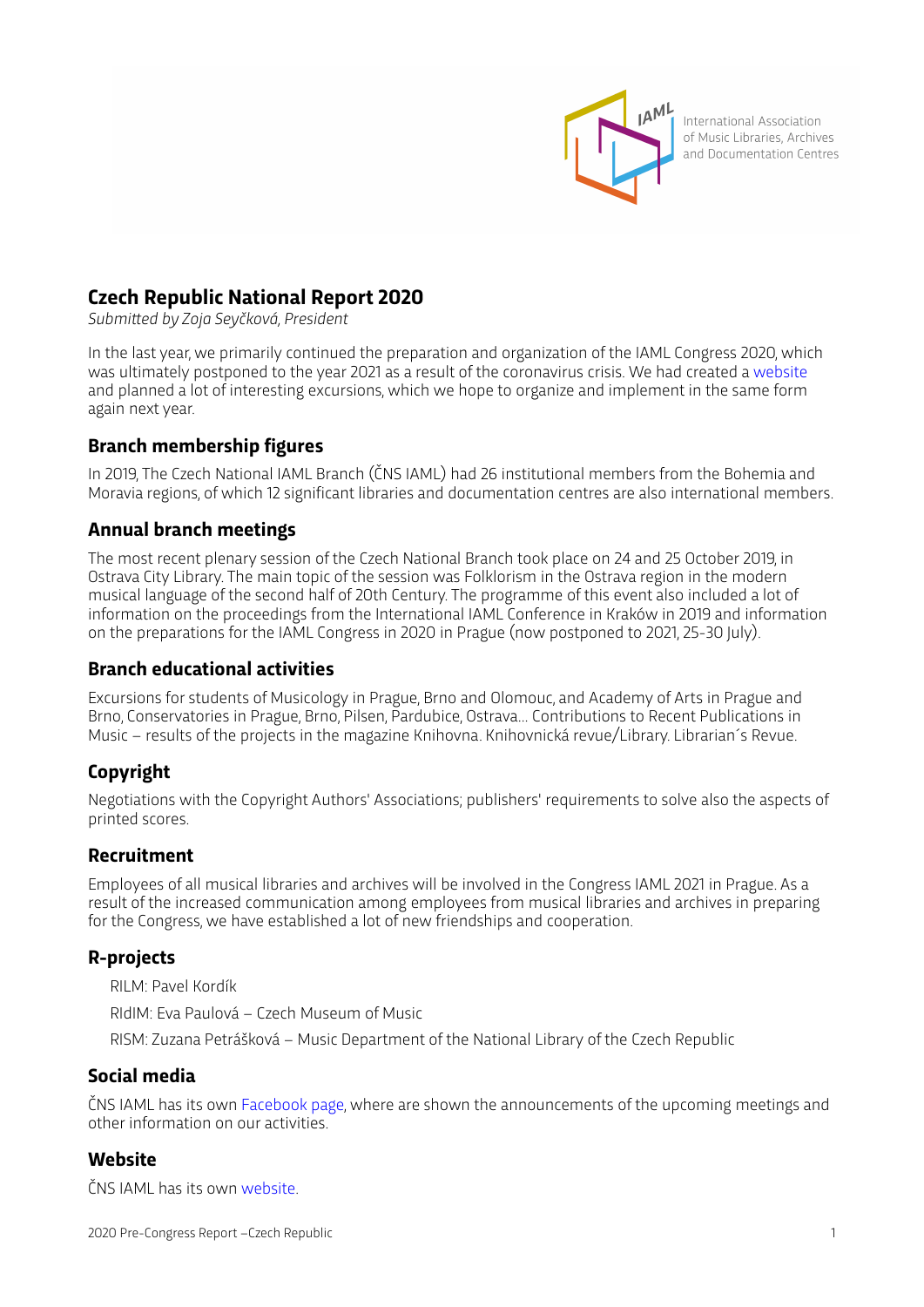International Association of Music Libraries, Archives and Documentation Centres

# Czech Republic National Report 2020

*Submitted by Zoja Seyčková, President*

In the last year, we primarily continued the preparation and organization of the IAML Congress 2020, which was ultimately postponed to the year 2021 as a result of the coronavirus crisis. We had created a website and planned a lot of interesting excursions, which we hope to organize and implement in the same form again next year.

## Branch membership figures

In 2019, The Czech National IAML Branch (ČNS IAML) had 26 institutional members from the Bohemia and Moravia regions, of which 12 significant libraries and documentation centres are also international members.

## Annual branch meetings

The most recent plenary session of the Czech National Branch took place on 24 and 25 October 2019, in Ostrava City Library. The main topic of the session was Folklorism in the Ostrava region in the modern musical language of the second half of 20th Century. The programme of this event also included a lot of information on the proceedings from the International IAML Conference in Kraków in 2019 and information on the preparations for the IAML Congress in 2020 in Prague (now postponed to 2021, 25-30 July).

## Branch educational activities

Excursions for students of Musicology in Prague, Brno and Olomouc, and Academy of Arts in Prague and Brno, Conservatories in Prague, Brno, Pilsen, Pardubice, Ostrava… Contributions to Recent Publications in Music – results of the projects in the magazine Knihovna. Knihovnická revue/Library. Librarian´s Revue.

## Copyright

Negotiations with the Copyright Authors' Associations; publishers' requirements to solve also the aspects of printed scores.

## Recruitment

Employees of all musical libraries and archives will be involved in the Congress IAML 2021 in Prague. As a result of the increased communication among employees from musical libraries and archives in preparing for the Congress, we have established a lot of new friendships and cooperation.

## R-projects

RILM: Pavel Kordík

RIdIM: Eva Paulová – Czech Museum of Music

RISM: Zuzana Petrášková – Music Department of the National Library of the Czech Republic

## Social media

ČNS IAML has its own Facebook page, where are shown the announcements of the upcoming meetings and other information on our activities.

## Website

ČNS IAML has its own website.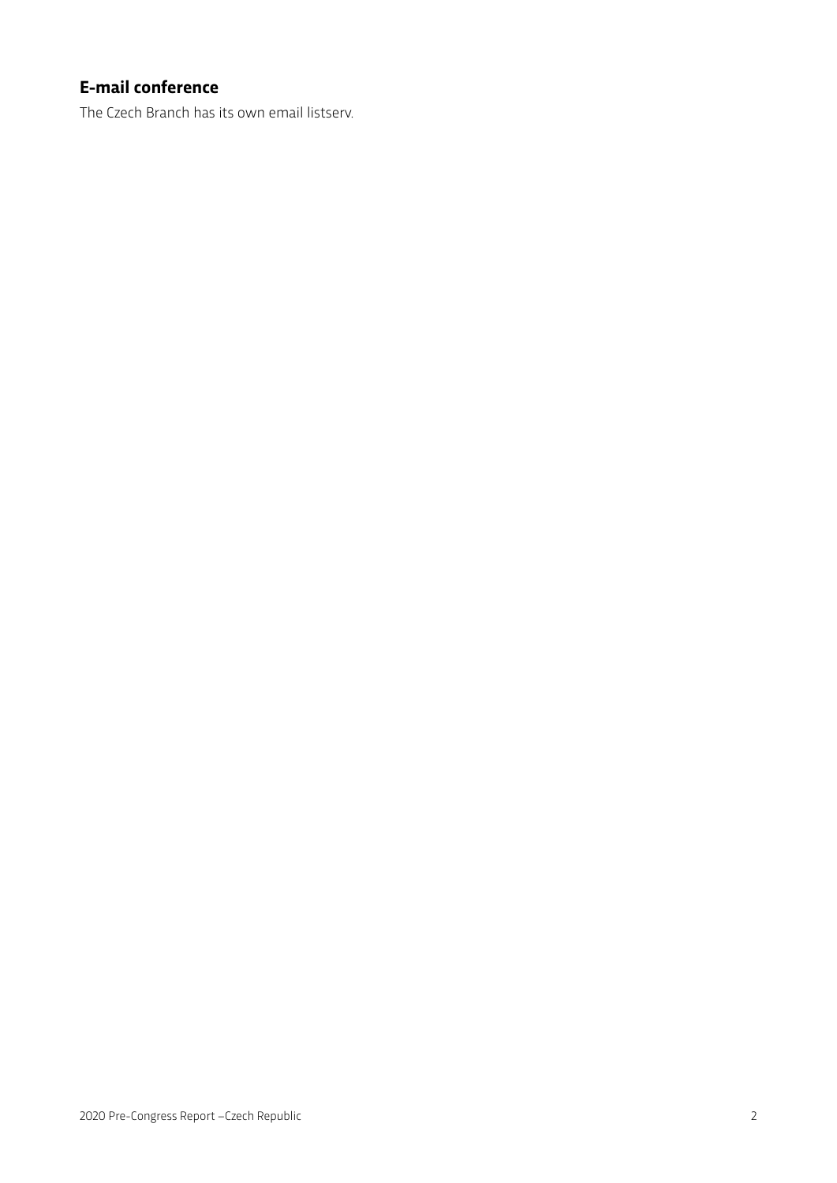## E-mail conference

The Czech Branch has its own email listserv.